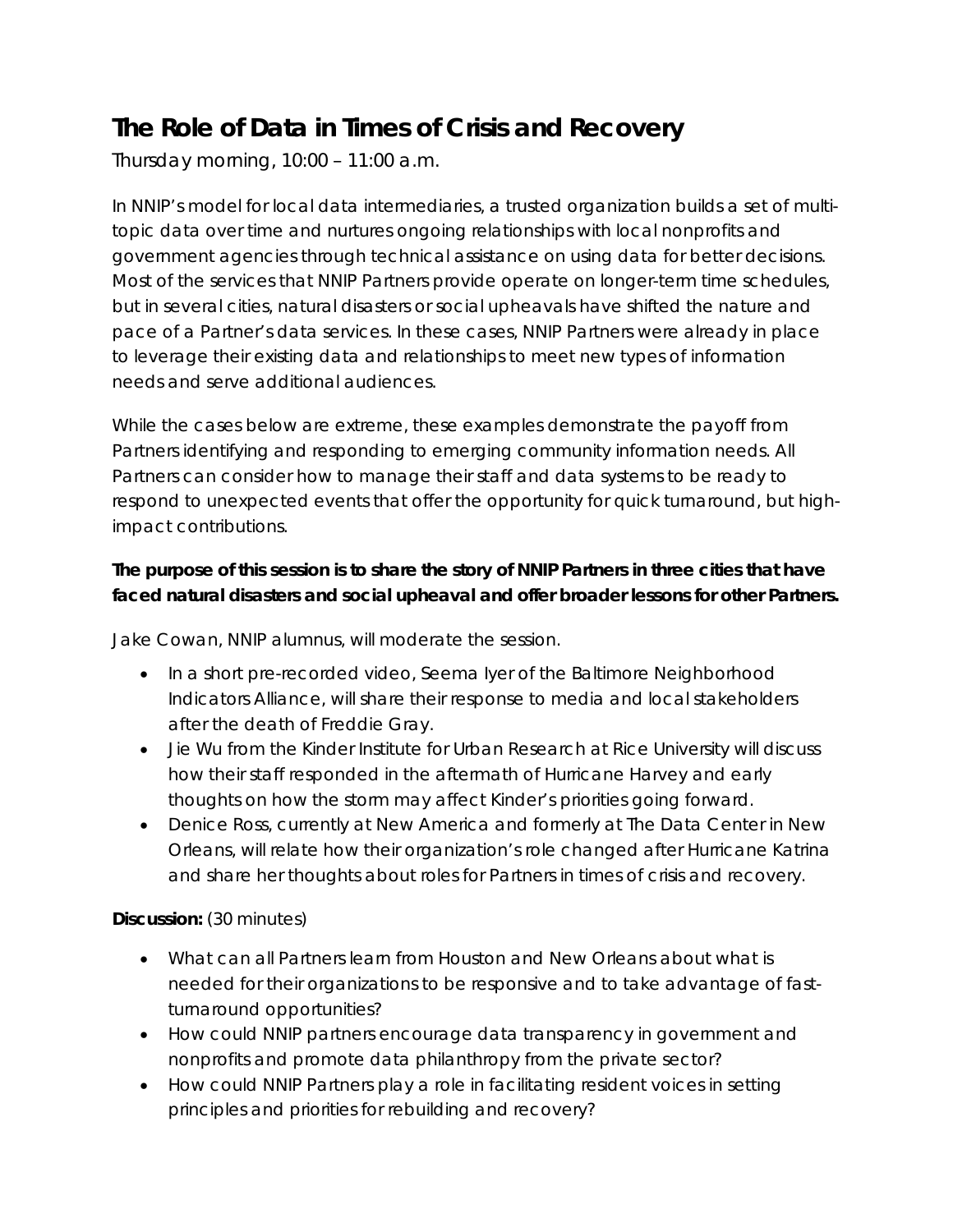# The Role of Data in Times of Crisis and Recovery

Thursday morning, 10:00 – 11:00 a.m.

In NNIP's model for local data intermediaries, a trusted organization builds a set of multi-topic data over time and nurtures ongoing relationships with local nonprofits and government agencies through technical assistance on using data for better decisions. Most of the services that NNIP Partners provide operate on longer-term time schedules, but in several cities, natural disasters or social upheavals have shifted the nature and pace of a Partner's data services. In these cases, NNIP Partners were already in place to leverage their existing data and relationships to meet new types of information needs and serve additional audiences.

While the cases below are extreme, these examples demonstrate the payoff from Partners identifying and responding to emerging community information needs. All Partners can consider how to manage their staff and data systems to be ready to respond to unexpected events that offer the opportunity for quick turnaround, but high-impact contributions.

**The purpose of this session is to share the story of NNIP Partners in three cities that have faced natural disasters and social upheaval and offer broader lessons for other Partners.**

Jake Cowan, NNIP alumnus, will moderate the session.

- In a short pre-recorded video, Seema Iyer of the Baltimore Neighborhood Indicators Alliance, will share their response to media and local stakeholders after the death of Freddie Gray.
- Jie Wu from the Kinder Institute for Urban Research at Rice University will discuss how their staff responded in the aftermath of Hurricane Harvey and early thoughts on how the storm may affect Kinder's priorities going forward.
- Denice Ross, currently at New America and formerly at The Data Center in New Orleans, will relate how their organization's role changed after Hurricane Katrina and share her thoughts about roles for Partners in times of crisis and recovery.

**Discussion:** (30 minutes)

- What can all Partners learn from Houston and New Orleans about what is needed for their organizations to be responsive and to take advantage of fast-turnaround opportunities?
- How could NNIP partners encourage data transparency in government and nonprofits and promote data philanthropy from the private sector?
- How could NNIP Partners play a role in facilitating resident voices in setting principles and priorities for rebuilding and recovery?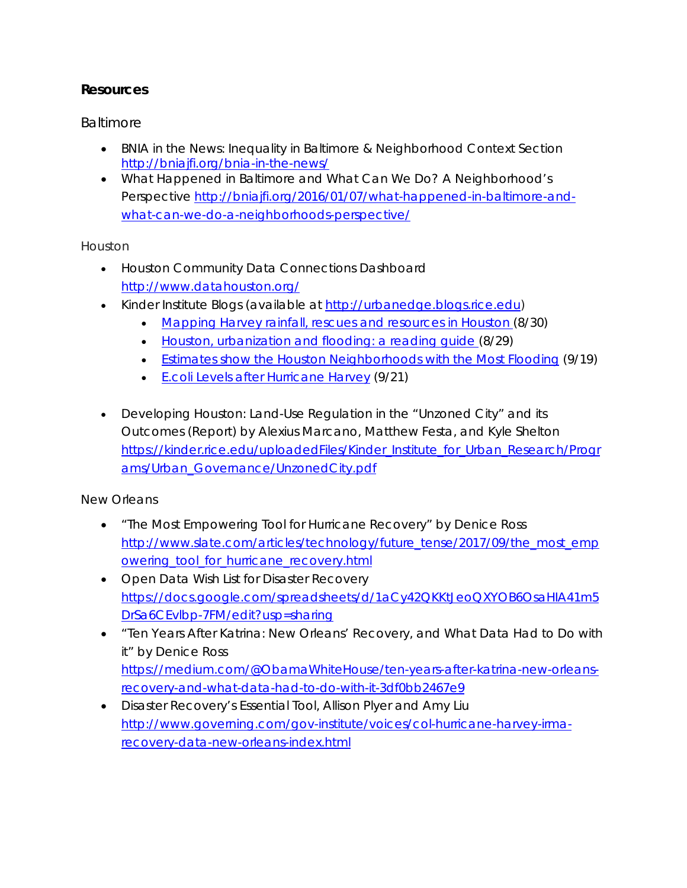## Resources

### Baltimore

- BNIA in the News: Inequality in Baltimore & Neighborhood Context Section http://bniajfi.org/bnia-in-the-news/
- What Happened in Baltimore and What Can We Do? A Neighborhood's Perspective http://bniajfi.org/2016/01/07/what-happened-in-baltimore-and-what-can-we-do-a-neighborhoods-perspective/

### Houston

- Houston Community Data Connections Dashboard http://www.datahouston.org/
- Kinder Institute Blogs (available at http://urbanedge.blogs.rice.edu)
    - Mapping Harvey rainfall, rescues and resources in Houston (8/30)
    - Houston, urbanization and flooding: a reading guide (8/29)
    - Estimates show the Houston Neighborhoods with the Most Flooding (9/19)
    - E.coli Levels after Hurricane Harvey (9/21)
- Developing Houston: Land-Use Regulation in the "Unzoned City" and its Outcomes (Report) by Alexius Marcano, Matthew Festa, and Kyle Shelton https://kinder.rice.edu/uploadedFiles/Kinder_Institute_for_Urban_Research/Programs/Urban_Governance/UnzonedCity.pdf

### New Orleans

- "The Most Empowering Tool for Hurricane Recovery" by Denice Ross http://www.slate.com/articles/technology/future_tense/2017/09/the_most_empowering_tool_for_hurricane_recovery.html
- Open Data Wish List for Disaster Recovery https://docs.google.com/spreadsheets/d/1aCy42QKKtJeoQXYOB6OsaHIA41m5DrSa6CEvlbp-7FM/edit?usp=sharing
- "Ten Years After Katrina: New Orleans' Recovery, and What Data Had to Do with it" by Denice Ross https://medium.com/@ObamaWhiteHouse/ten-years-after-katrina-new-orleans-recovery-and-what-data-had-to-do-with-it-3df0bb2467e9
- Disaster Recovery's Essential Tool, Allison Plyer and Amy Liu http://www.governing.com/gov-institute/voices/col-hurricane-harvey-irma-recovery-data-new-orleans-index.html